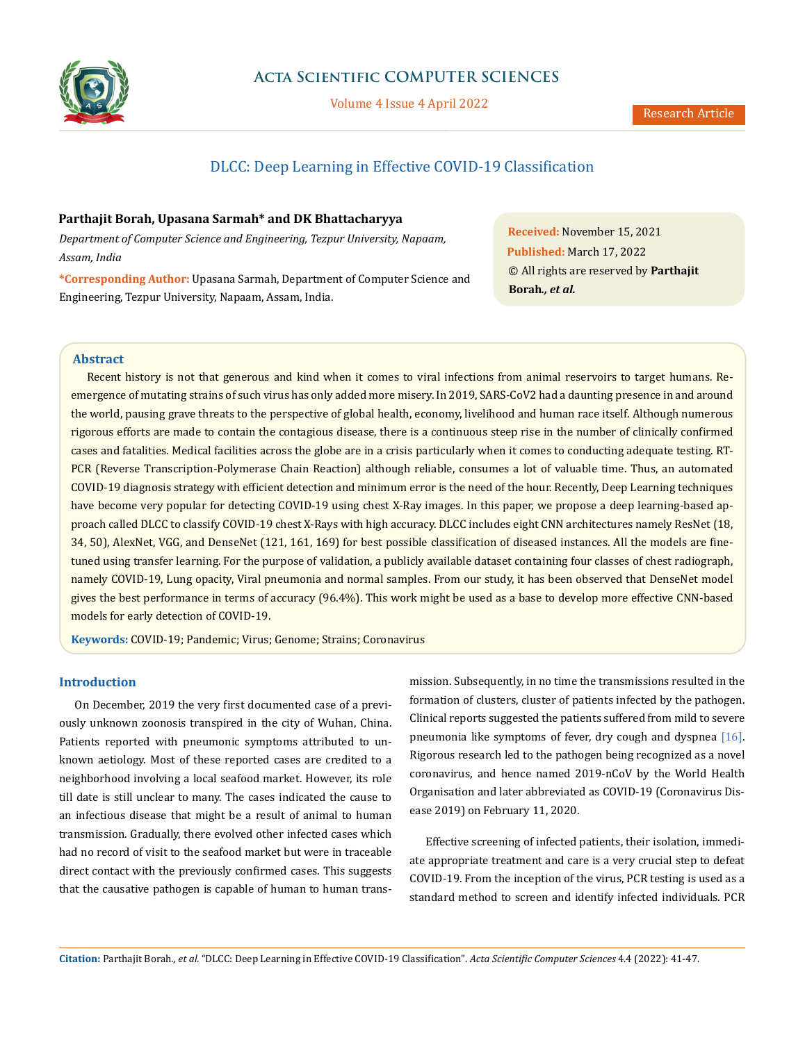# DLCC: Deep Learning in Effective COVID-19 Classification

**Parthajit Borah, Upasana Sarmah\* and DK Bhattacharyya**

*Department of Computer Science and Engineering, Tezpur University, Napaam, Assam, India*

**\*Corresponding Author:** Upasana Sarmah, Department of Computer Science and Engineering, Tezpur University, Napaam, Assam, India.

**Received:** November 15, 2021
**Published:** March 17, 2022
© All rights are reserved by **Parthajit Borah*., et al.***

## Abstract

Recent history is not that generous and kind when it comes to viral infections from animal reservoirs to target humans. Re-emergence of mutating strains of such virus has only added more misery. In 2019, SARS-CoV2 had a daunting presence in and around the world, pausing grave threats to the perspective of global health, economy, livelihood and human race itself. Although numerous rigorous efforts are made to contain the contagious disease, there is a continuous steep rise in the number of clinically confirmed cases and fatalities. Medical facilities across the globe are in a crisis particularly when it comes to conducting adequate testing. RT-PCR (Reverse Transcription-Polymerase Chain Reaction) although reliable, consumes a lot of valuable time. Thus, an automated COVID-19 diagnosis strategy with efficient detection and minimum error is the need of the hour. Recently, Deep Learning techniques have become very popular for detecting COVID-19 using chest X-Ray images. In this paper, we propose a deep learning-based approach called DLCC to classify COVID-19 chest X-Rays with high accuracy. DLCC includes eight CNN architectures namely ResNet (18, 34, 50), AlexNet, VGG, and DenseNet (121, 161, 169) for best possible classification of diseased instances. All the models are fine-tuned using transfer learning. For the purpose of validation, a publicly available dataset containing four classes of chest radiograph, namely COVID-19, Lung opacity, Viral pneumonia and normal samples. From our study, it has been observed that DenseNet model gives the best performance in terms of accuracy (96.4%). This work might be used as a base to develop more effective CNN-based models for early detection of COVID-19.

**Keywords:** COVID-19; Pandemic; Virus; Genome; Strains; Coronavirus

## Introduction

On December, 2019 the very first documented case of a previously unknown zoonosis transpired in the city of Wuhan, China. Patients reported with pneumonic symptoms attributed to unknown aetiology. Most of these reported cases are credited to a neighborhood involving a local seafood market. However, its role till date is still unclear to many. The cases indicated the cause to an infectious disease that might be a result of animal to human transmission. Gradually, there evolved other infected cases which had no record of visit to the seafood market but were in traceable direct contact with the previously confirmed cases. This suggests that the causative pathogen is capable of human to human transmission. Subsequently, in no time the transmissions resulted in the formation of clusters, cluster of patients infected by the pathogen. Clinical reports suggested the patients suffered from mild to severe pneumonia like symptoms of fever, dry cough and dyspnea [16]. Rigorous research led to the pathogen being recognized as a novel coronavirus, and hence named 2019-nCoV by the World Health Organisation and later abbreviated as COVID-19 (Coronavirus Disease 2019) on February 11, 2020.

Effective screening of infected patients, their isolation, immediate appropriate treatment and care is a very crucial step to defeat COVID-19. From the inception of the virus, PCR testing is used as a standard method to screen and identify infected individuals. PCR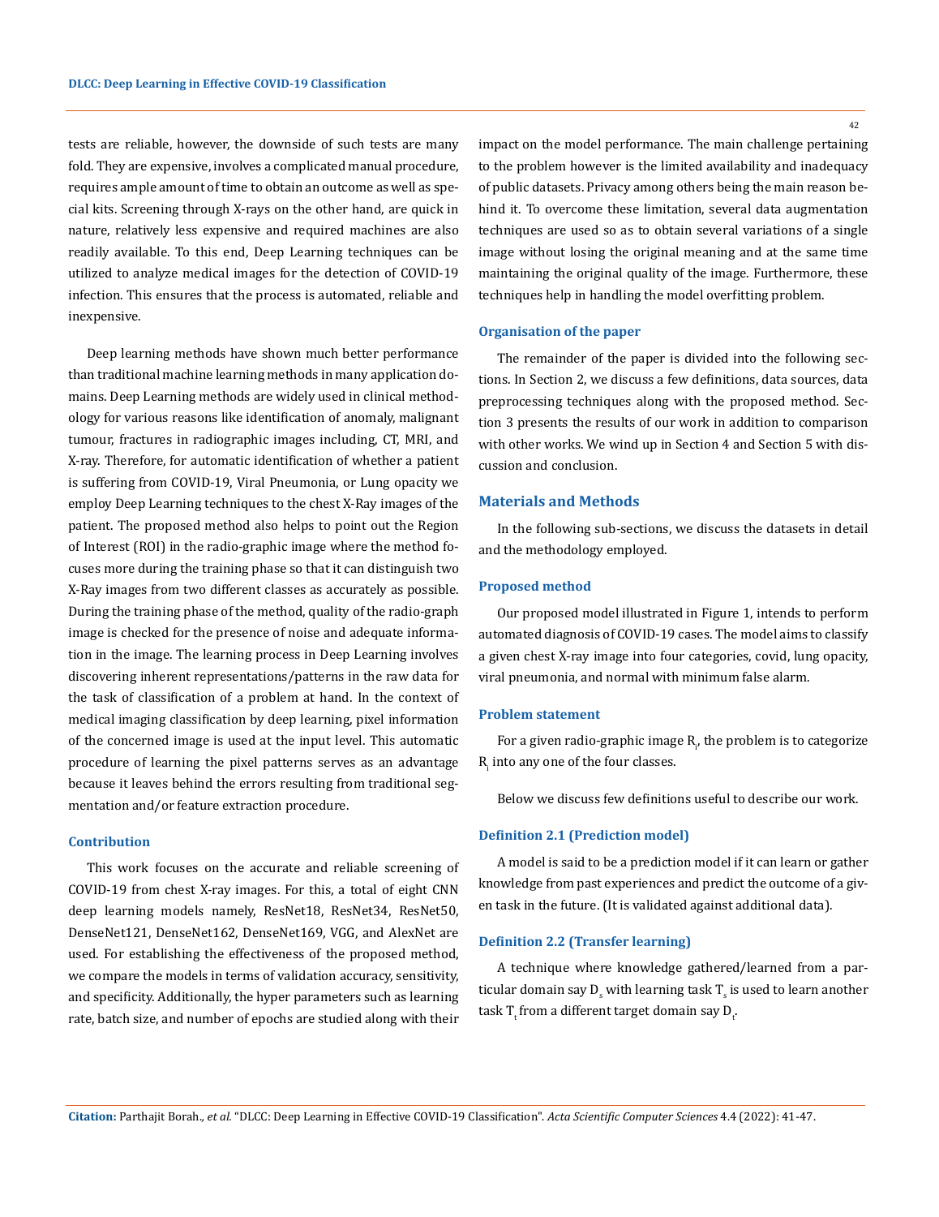tests are reliable, however, the downside of such tests are many fold. They are expensive, involves a complicated manual procedure, requires ample amount of time to obtain an outcome as well as special kits. Screening through X-rays on the other hand, are quick in nature, relatively less expensive and required machines are also readily available. To this end, Deep Learning techniques can be utilized to analyze medical images for the detection of COVID-19 infection. This ensures that the process is automated, reliable and inexpensive.

Deep learning methods have shown much better performance than traditional machine learning methods in many application domains. Deep Learning methods are widely used in clinical methodology for various reasons like identification of anomaly, malignant tumour, fractures in radiographic images including, CT, MRI, and X-ray. Therefore, for automatic identification of whether a patient is suffering from COVID-19, Viral Pneumonia, or Lung opacity we employ Deep Learning techniques to the chest X-Ray images of the patient. The proposed method also helps to point out the Region of Interest (ROI) in the radio-graphic image where the method focuses more during the training phase so that it can distinguish two X-Ray images from two different classes as accurately as possible. During the training phase of the method, quality of the radio-graph image is checked for the presence of noise and adequate information in the image. The learning process in Deep Learning involves discovering inherent representations/patterns in the raw data for the task of classification of a problem at hand. In the context of medical imaging classification by deep learning, pixel information of the concerned image is used at the input level. This automatic procedure of learning the pixel patterns serves as an advantage because it leaves behind the errors resulting from traditional segmentation and/or feature extraction procedure.

### Contribution

This work focuses on the accurate and reliable screening of COVID-19 from chest X-ray images. For this, a total of eight CNN deep learning models namely, ResNet18, ResNet34, ResNet50, DenseNet121, DenseNet162, DenseNet169, VGG, and AlexNet are used. For establishing the effectiveness of the proposed method, we compare the models in terms of validation accuracy, sensitivity, and specificity. Additionally, the hyper parameters such as learning rate, batch size, and number of epochs are studied along with their impact on the model performance. The main challenge pertaining to the problem however is the limited availability and inadequacy of public datasets. Privacy among others being the main reason behind it. To overcome these limitation, several data augmentation techniques are used so as to obtain several variations of a single image without losing the original meaning and at the same time maintaining the original quality of the image. Furthermore, these techniques help in handling the model overfitting problem.

### Organisation of the paper

The remainder of the paper is divided into the following sections. In Section 2, we discuss a few definitions, data sources, data preprocessing techniques along with the proposed method. Section 3 presents the results of our work in addition to comparison with other works. We wind up in Section 4 and Section 5 with discussion and conclusion.

## Materials and Methods

In the following sub-sections, we discuss the datasets in detail and the methodology employed.

### Proposed method

Our proposed model illustrated in Figure 1, intends to perform automated diagnosis of COVID-19 cases. The model aims to classify a given chest X-ray image into four categories, covid, lung opacity, viral pneumonia, and normal with minimum false alarm.

### Problem statement

For a given radio-graphic image $R_i$, the problem is to categorize $R_i$ into any one of the four classes.

Below we discuss few definitions useful to describe our work.

### Definition 2.1 (Prediction model)

A model is said to be a prediction model if it can learn or gather knowledge from past experiences and predict the outcome of a given task in the future. (It is validated against additional data).

### Definition 2.2 (Transfer learning)

A technique where knowledge gathered/learned from a particular domain say $D_s$ with learning task $T_s$ is used to learn another task $T_t$ from a different target domain say $D_t$.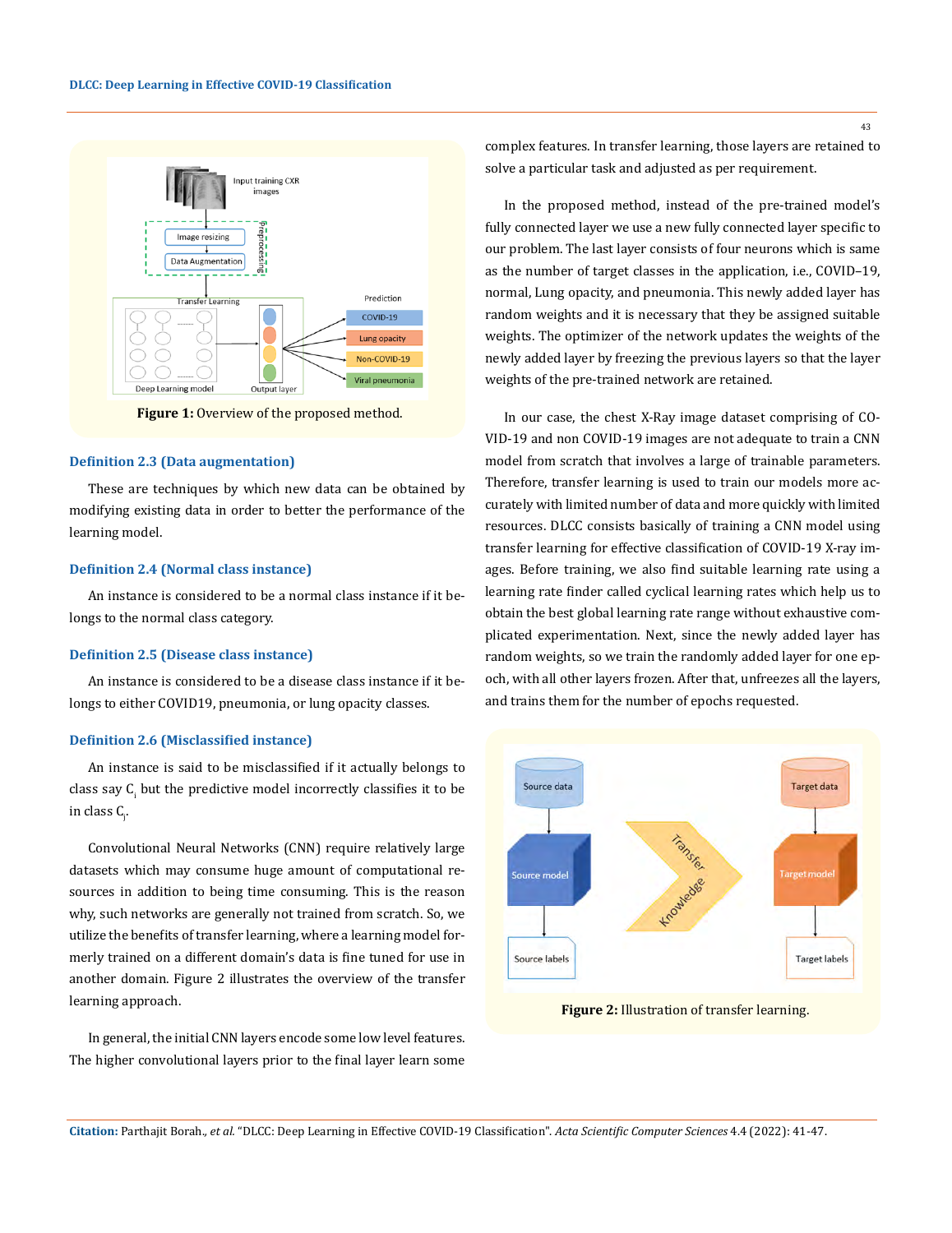Figure 1: Overview of the proposed method.

### Definition 2.3 (Data augmentation)

These are techniques by which new data can be obtained by modifying existing data in order to better the performance of the learning model.

### Definition 2.4 (Normal class instance)

An instance is considered to be a normal class instance if it belongs to the normal class category.

### Definition 2.5 (Disease class instance)

An instance is considered to be a disease class instance if it belongs to either COVID19, pneumonia, or lung opacity classes.

### Definition 2.6 (Misclassified instance)

An instance is said to be misclassified if it actually belongs to class say $C_i$ but the predictive model incorrectly classifies it to be in class $C_j$.

Convolutional Neural Networks (CNN) require relatively large datasets which may consume huge amount of computational resources in addition to being time consuming. This is the reason why, such networks are generally not trained from scratch. So, we utilize the benefits of transfer learning, where a learning model formerly trained on a different domain's data is fine tuned for use in another domain. Figure 2 illustrates the overview of the transfer learning approach.

In general, the initial CNN layers encode some low level features. The higher convolutional layers prior to the final layer learn some complex features. In transfer learning, those layers are retained to solve a particular task and adjusted as per requirement.

In the proposed method, instead of the pre-trained model's fully connected layer we use a new fully connected layer specific to our problem. The last layer consists of four neurons which is same as the number of target classes in the application, i.e., COVID–19, normal, Lung opacity, and pneumonia. This newly added layer has random weights and it is necessary that they be assigned suitable weights. The optimizer of the network updates the weights of the newly added layer by freezing the previous layers so that the layer weights of the pre-trained network are retained.

In our case, the chest X-Ray image dataset comprising of COVID-19 and non COVID-19 images are not adequate to train a CNN model from scratch that involves a large of trainable parameters. Therefore, transfer learning is used to train our models more accurately with limited number of data and more quickly with limited resources. DLCC consists basically of training a CNN model using transfer learning for effective classification of COVID-19 X-ray images. Before training, we also find suitable learning rate using a learning rate finder called cyclical learning rates which help us to obtain the best global learning rate range without exhaustive complicated experimentation. Next, since the newly added layer has random weights, so we train the randomly added layer for one epoch, with all other layers frozen. After that, unfreezes all the layers, and trains them for the number of epochs requested.

Figure 2: Illustration of transfer learning.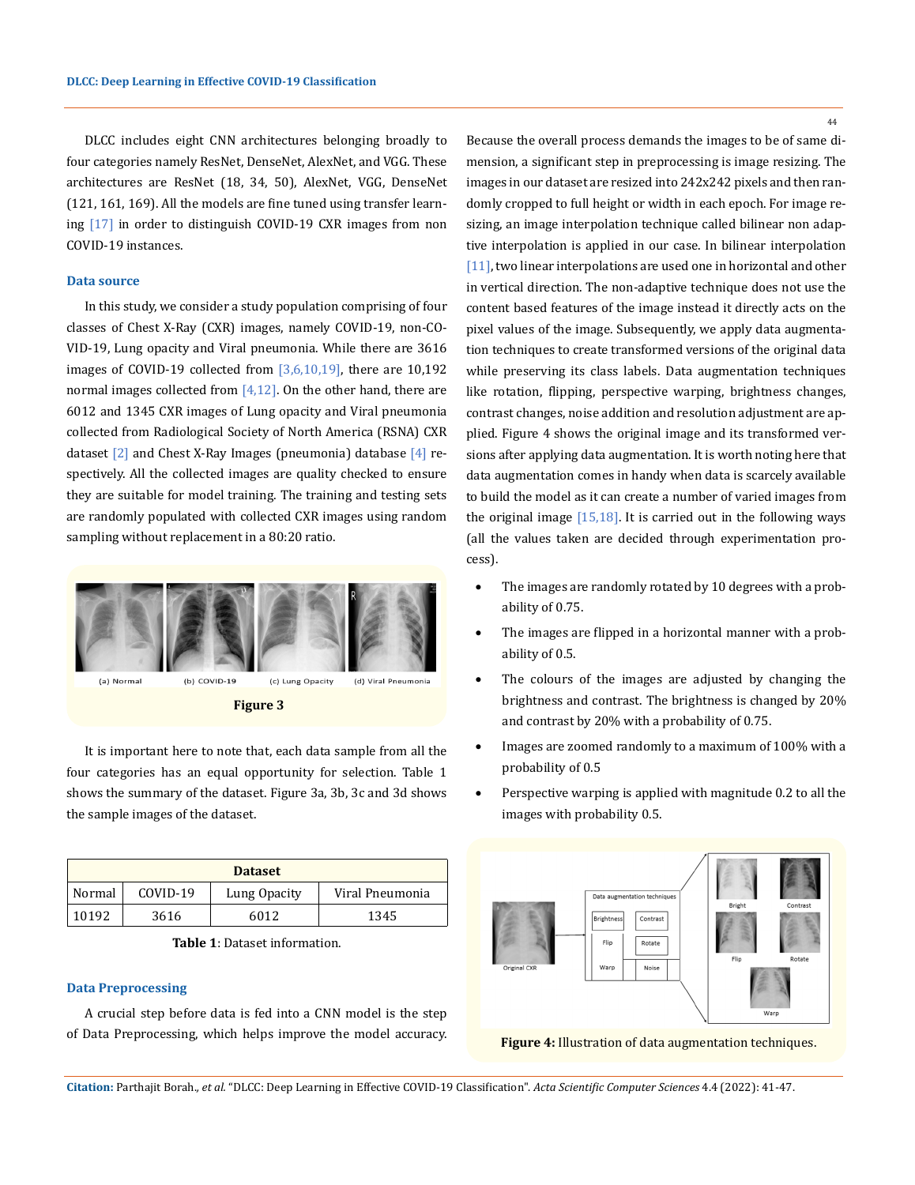DLCC includes eight CNN architectures belonging broadly to four categories namely ResNet, DenseNet, AlexNet, and VGG. These architectures are ResNet (18, 34, 50), AlexNet, VGG, DenseNet (121, 161, 169). All the models are fine tuned using transfer learning [17] in order to distinguish COVID-19 CXR images from non COVID-19 instances.

### Data source

In this study, we consider a study population comprising of four classes of Chest X-Ray (CXR) images, namely COVID-19, non-COVID-19, Lung opacity and Viral pneumonia. While there are 3616 images of COVID-19 collected from [3,6,10,19], there are 10,192 normal images collected from [4,12]. On the other hand, there are 6012 and 1345 CXR images of Lung opacity and Viral pneumonia collected from Radiological Society of North America (RSNA) CXR dataset [2] and Chest X-Ray Images (pneumonia) database [4] respectively. All the collected images are quality checked to ensure they are suitable for model training. The training and testing sets are randomly populated with collected CXR images using random sampling without replacement in a 80:20 ratio.

(a) Normal (b) COVID-19 (c) Lung Opacity (d) Viral Pneumonia

**Figure 3**

It is important here to note that, each data sample from all the four categories has an equal opportunity for selection. Table 1 shows the summary of the dataset. Figure 3a, 3b, 3c and 3d shows the sample images of the dataset.

| Dataset | | | |
|---|---|---|---|
| Normal | COVID-19 | Lung Opacity | Viral Pneumonia |
| 10192 | 3616 | 6012 | 1345 |

**Table 1**: Dataset information.

### Data Preprocessing

A crucial step before data is fed into a CNN model is the step of Data Preprocessing, which helps improve the model accuracy. Because the overall process demands the images to be of same dimension, a significant step in preprocessing is image resizing. The images in our dataset are resized into 242x242 pixels and then randomly cropped to full height or width in each epoch. For image resizing, an image interpolation technique called bilinear non adaptive interpolation is applied in our case. In bilinear interpolation [11], two linear interpolations are used one in horizontal and other in vertical direction. The non-adaptive technique does not use the content based features of the image instead it directly acts on the pixel values of the image. Subsequently, we apply data augmentation techniques to create transformed versions of the original data while preserving its class labels. Data augmentation techniques like rotation, flipping, perspective warping, brightness changes, contrast changes, noise addition and resolution adjustment are applied. Figure 4 shows the original image and its transformed versions after applying data augmentation. It is worth noting here that data augmentation comes in handy when data is scarcely available to build the model as it can create a number of varied images from the original image [15,18]. It is carried out in the following ways (all the values taken are decided through experimentation process).

- The images are randomly rotated by 10 degrees with a probability of 0.75.
- The images are flipped in a horizontal manner with a probability of 0.5.
- The colours of the images are adjusted by changing the brightness and contrast. The brightness is changed by 20% and contrast by 20% with a probability of 0.75.
- Images are zoomed randomly to a maximum of 100% with a probability of 0.5
- Perspective warping is applied with magnitude 0.2 to all the images with probability 0.5.

**Figure 4:** Illustration of data augmentation techniques.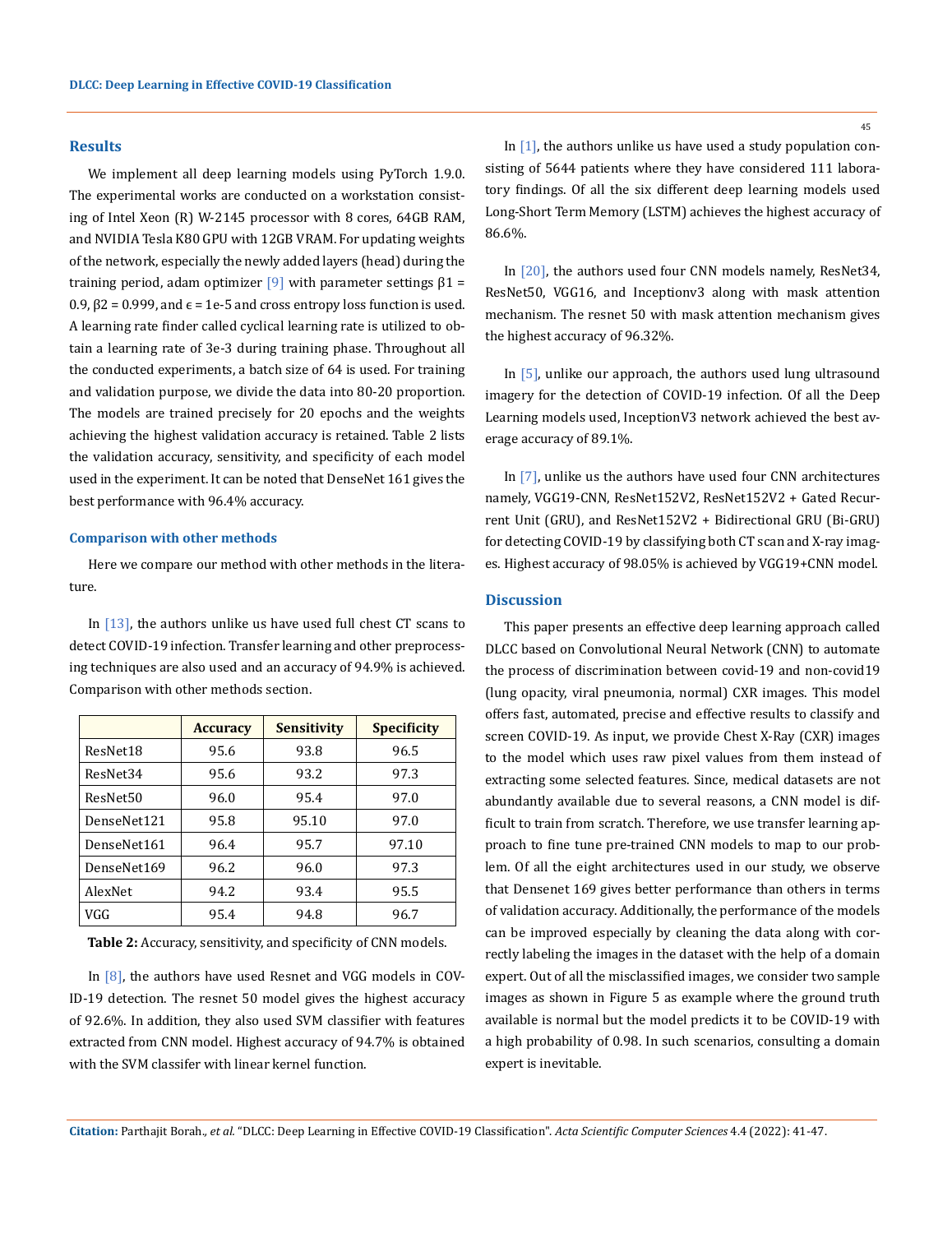## Results

We implement all deep learning models using PyTorch 1.9.0. The experimental works are conducted on a workstation consisting of Intel Xeon (R) W-2145 processor with 8 cores, 64GB RAM, and NVIDIA Tesla K80 GPU with 12GB VRAM. For updating weights of the network, especially the newly added layers (head) during the training period, adam optimizer [9] with parameter settings $\beta 1$ = 0.9, $\beta 2$ = 0.999, and $\epsilon$ = 1e-5 and cross entropy loss function is used. A learning rate finder called cyclical learning rate is utilized to obtain a learning rate of 3e-3 during training phase. Throughout all the conducted experiments, a batch size of 64 is used. For training and validation purpose, we divide the data into 80-20 proportion. The models are trained precisely for 20 epochs and the weights achieving the highest validation accuracy is retained. Table 2 lists the validation accuracy, sensitivity, and specificity of each model used in the experiment. It can be noted that DenseNet 161 gives the best performance with 96.4% accuracy.

### Comparison with other methods

Here we compare our method with other methods in the literature.

In [13], the authors unlike us have used full chest CT scans to detect COVID-19 infection. Transfer learning and other preprocessing techniques are also used and an accuracy of 94.9% is achieved. Comparison with other methods section.

| | Accuracy | Sensitivity | Specificity |
|---|---|---|---|
| ResNet18 | 95.6 | 93.8 | 96.5 |
| ResNet34 | 95.6 | 93.2 | 97.3 |
| ResNet50 | 96.0 | 95.4 | 97.0 |
| DenseNet121 | 95.8 | 95.10 | 97.0 |
| DenseNet161 | 96.4 | 95.7 | 97.10 |
| DenseNet169 | 96.2 | 96.0 | 97.3 |
| AlexNet | 94.2 | 93.4 | 95.5 |
| VGG | 95.4 | 94.8 | 96.7 |

**Table 2:** Accuracy, sensitivity, and specificity of CNN models.

In [8], the authors have used Resnet and VGG models in COVID-19 detection. The resnet 50 model gives the highest accuracy of 92.6%. In addition, they also used SVM classifier with features extracted from CNN model. Highest accuracy of 94.7% is obtained with the SVM classifer with linear kernel function.

In [1], the authors unlike us have used a study population consisting of 5644 patients where they have considered 111 laboratory findings. Of all the six different deep learning models used Long-Short Term Memory (LSTM) achieves the highest accuracy of 86.6%.

In [20], the authors used four CNN models namely, ResNet34, ResNet50, VGG16, and Inceptionv3 along with mask attention mechanism. The resnet 50 with mask attention mechanism gives the highest accuracy of 96.32%.

In [5], unlike our approach, the authors used lung ultrasound imagery for the detection of COVID-19 infection. Of all the Deep Learning models used, InceptionV3 network achieved the best average accuracy of 89.1%.

In [7], unlike us the authors have used four CNN architectures namely, VGG19-CNN, ResNet152V2, ResNet152V2 + Gated Recurrent Unit (GRU), and ResNet152V2 + Bidirectional GRU (Bi-GRU) for detecting COVID-19 by classifying both CT scan and X-ray images. Highest accuracy of 98.05% is achieved by VGG19+CNN model.

## Discussion

This paper presents an effective deep learning approach called DLCC based on Convolutional Neural Network (CNN) to automate the process of discrimination between covid-19 and non-covid19 (lung opacity, viral pneumonia, normal) CXR images. This model offers fast, automated, precise and effective results to classify and screen COVID-19. As input, we provide Chest X-Ray (CXR) images to the model which uses raw pixel values from them instead of extracting some selected features. Since, medical datasets are not abundantly available due to several reasons, a CNN model is difficult to train from scratch. Therefore, we use transfer learning approach to fine tune pre-trained CNN models to map to our problem. Of all the eight architectures used in our study, we observe that Densenet 169 gives better performance than others in terms of validation accuracy. Additionally, the performance of the models can be improved especially by cleaning the data along with correctly labeling the images in the dataset with the help of a domain expert. Out of all the misclassified images, we consider two sample images as shown in Figure 5 as example where the ground truth available is normal but the model predicts it to be COVID-19 with a high probability of 0.98. In such scenarios, consulting a domain expert is inevitable.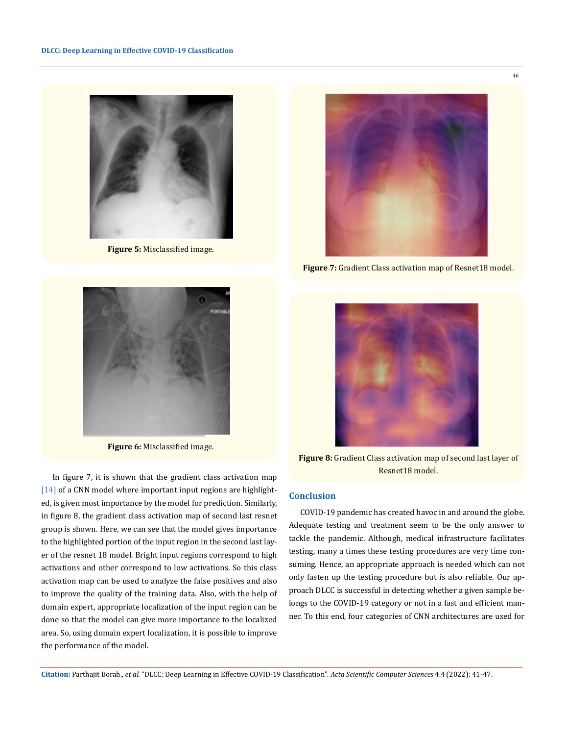Figure 5: Misclassified image.

Figure 6: Misclassified image.

In figure 7, it is shown that the gradient class activation map [14] of a CNN model where important input regions are highlighted, is given most importance by the model for prediction. Similarly, in figure 8, the gradient class activation map of second last resnet group is shown. Here, we can see that the model gives importance to the highlighted portion of the input region in the second last layer of the resnet 18 model. Bright input regions correspond to high activations and other correspond to low activations. So this class activation map can be used to analyze the false positives and also to improve the quality of the training data. Also, with the help of domain expert, appropriate localization of the input region can be done so that the model can give more importance to the localized area. So, using domain expert localization, it is possible to improve the performance of the model.

Figure 7: Gradient Class activation map of Resnet18 model.

Figure 8: Gradient Class activation map of second last layer of Resnet18 model.

## Conclusion

COVID-19 pandemic has created havoc in and around the globe. Adequate testing and treatment seem to be the only answer to tackle the pandemic. Although, medical infrastructure facilitates testing, many a times these testing procedures are very time consuming. Hence, an appropriate approach is needed which can not only fasten up the testing procedure but is also reliable. Our approach DLCC is successful in detecting whether a given sample belongs to the COVID-19 category or not in a fast and efficient manner. To this end, four categories of CNN architectures are used for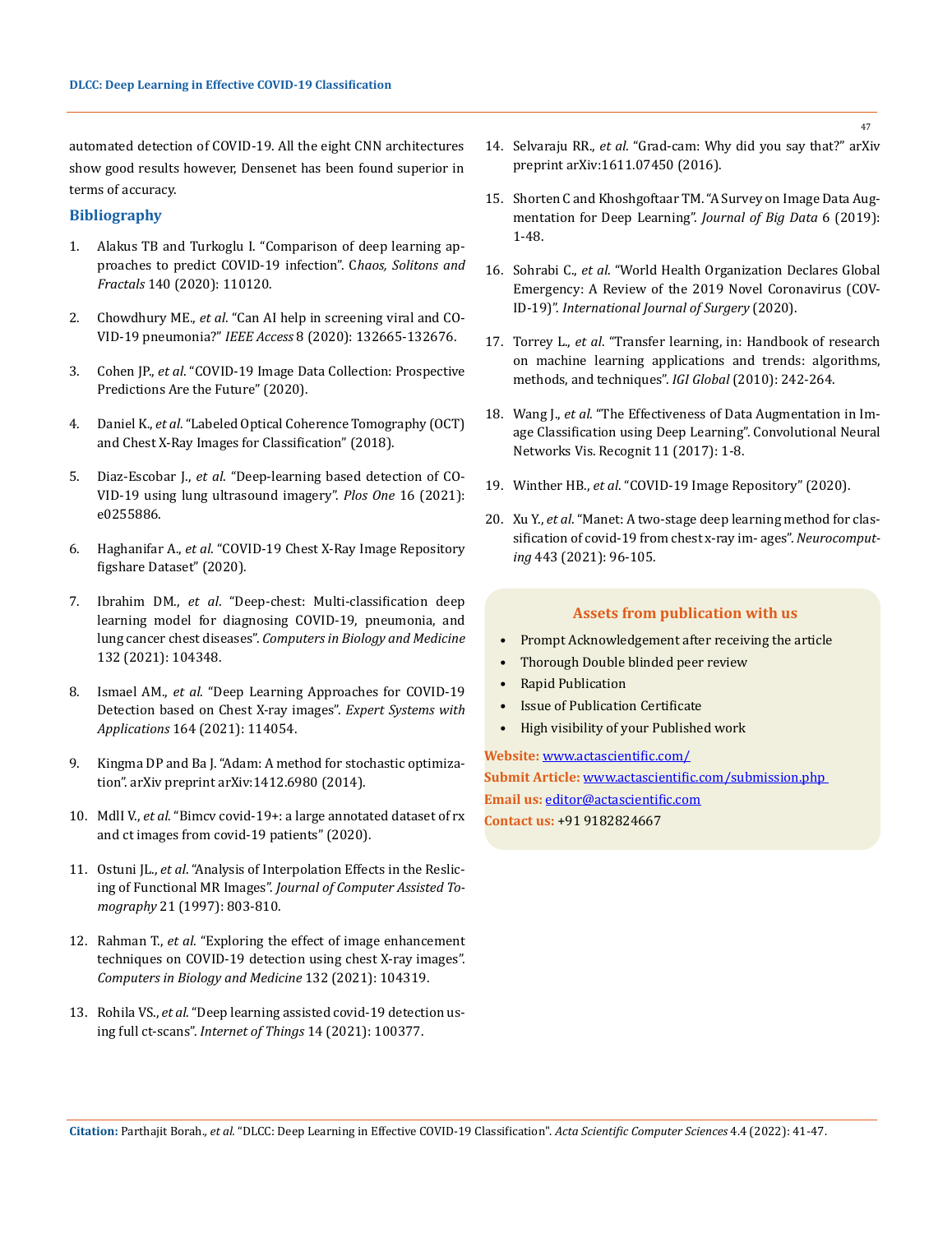automated detection of COVID-19. All the eight CNN architectures show good results however, Densenet has been found superior in terms of accuracy.

## Bibliography

1. Alakus TB and Turkoglu I. "Comparison of deep learning approaches to predict COVID-19 infection". *Chaos, Solitons and Fractals* 140 (2020): 110120.
2. Chowdhury ME., *et al*. "Can AI help in screening viral and COVID-19 pneumonia?" *IEEE Access* 8 (2020): 132665-132676.
3. Cohen JP., *et al*. "COVID-19 Image Data Collection: Prospective Predictions Are the Future" (2020).
4. Daniel K., *et al*. "Labeled Optical Coherence Tomography (OCT) and Chest X-Ray Images for Classification" (2018).
5. Diaz-Escobar J., *et al*. "Deep-learning based detection of COVID-19 using lung ultrasound imagery". *Plos One* 16 (2021): e0255886.
6. Haghanifar A., *et al*. "COVID-19 Chest X-Ray Image Repository figshare Dataset" (2020).
7. Ibrahim DM., *et al*. "Deep-chest: Multi-classification deep learning model for diagnosing COVID-19, pneumonia, and lung cancer chest diseases". *Computers in Biology and Medicine* 132 (2021): 104348.
8. Ismael AM., *et al*. "Deep Learning Approaches for COVID-19 Detection based on Chest X-ray images". *Expert Systems with Applications* 164 (2021): 114054.
9. Kingma DP and Ba J. "Adam: A method for stochastic optimization". arXiv preprint arXiv:1412.6980 (2014).
10. MdlI V., *et al*. "Bimcv covid-19+: a large annotated dataset of rx and ct images from covid-19 patients" (2020).
11. Ostuni JL., *et al*. "Analysis of Interpolation Effects in the Reslicing of Functional MR Images". *Journal of Computer Assisted Tomography* 21 (1997): 803-810.
12. Rahman T., *et al*. "Exploring the effect of image enhancement techniques on COVID-19 detection using chest X-ray images". *Computers in Biology and Medicine* 132 (2021): 104319.
13. Rohila VS., *et al*. "Deep learning assisted covid-19 detection using full ct-scans". *Internet of Things* 14 (2021): 100377.
14. Selvaraju RR., *et al*. "Grad-cam: Why did you say that?" arXiv preprint arXiv:1611.07450 (2016).
15. Shorten C and Khoshgoftaar TM. "A Survey on Image Data Augmentation for Deep Learning". *Journal of Big Data* 6 (2019): 1-48.
16. Sohrabi C., *et al*. "World Health Organization Declares Global Emergency: A Review of the 2019 Novel Coronavirus (COVID-19)". *International Journal of Surgery* (2020).
17. Torrey L., *et al*. "Transfer learning, in: Handbook of research on machine learning applications and trends: algorithms, methods, and techniques". *IGI Global* (2010): 242-264.
18. Wang J., *et al*. "The Effectiveness of Data Augmentation in Image Classification using Deep Learning". Convolutional Neural Networks Vis. Recognit 11 (2017): 1-8.
19. Winther HB., *et al*. "COVID-19 Image Repository" (2020).
20. Xu Y., *et al*. "Manet: A two-stage deep learning method for classification of covid-19 from chest x-ray im- ages". *Neurocomputing* 443 (2021): 96-105.

**Assets from publication with us**

- Prompt Acknowledgement after receiving the article
- Thorough Double blinded peer review
- Rapid Publication
- Issue of Publication Certificate
- High visibility of your Published work

**Website:** www.actascientific.com/
**Submit Article:** www.actascientific.com/submission.php
**Email us:** editor@actascientific.com
**Contact us:** +91 9182824667